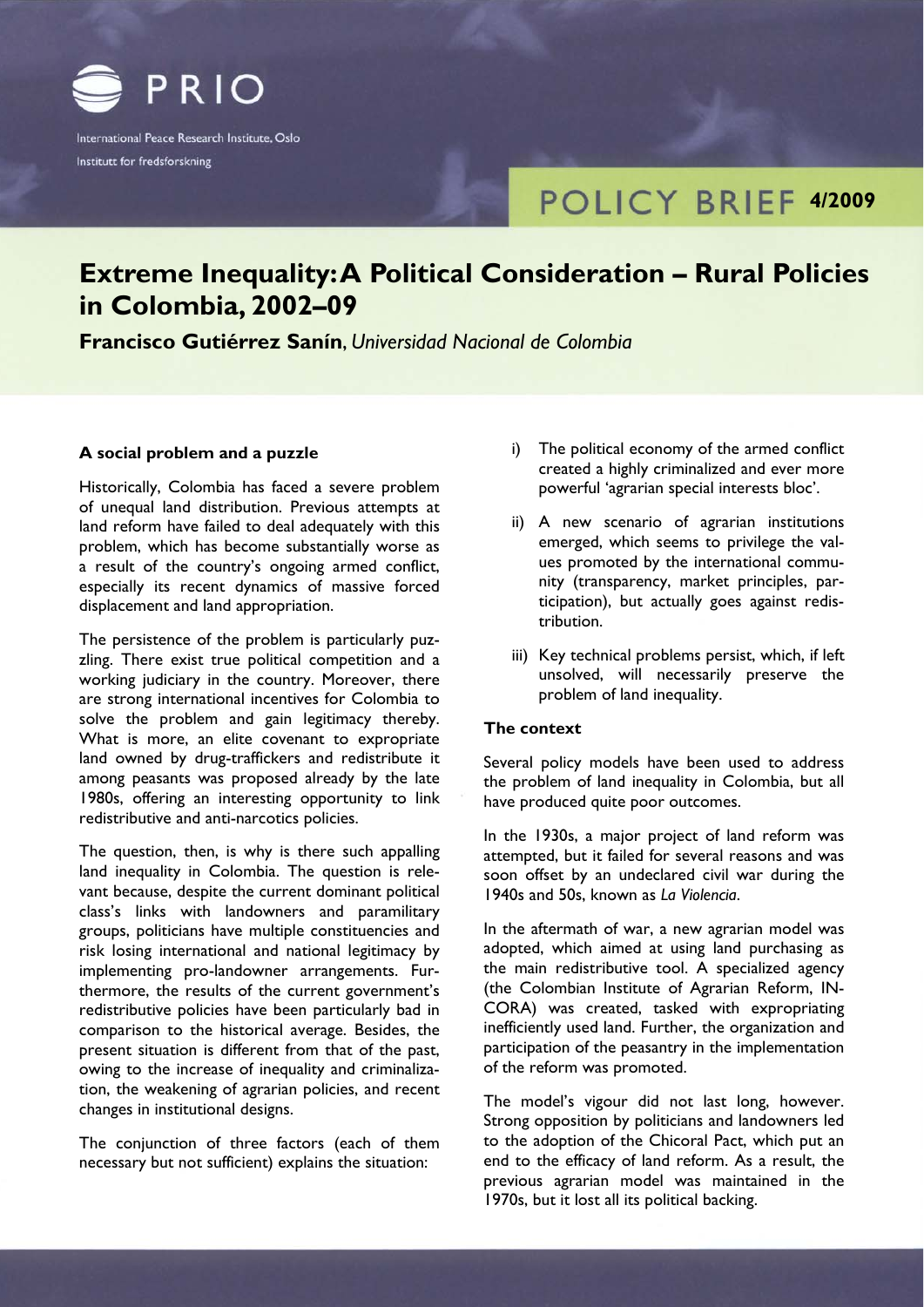PRIO

International Peace Research Institute, Oslo

Institutt for fredsforskning

POLICY BRIEF 4/2009

# Extreme Inequality: A Political Consideration – Rural Policies in Colombia, 2002–09

**Francisco Gutiérrez Sanín**, *Universidad Nacional de Colombia*

### A social problem and a puzzle

Historically, Colombia has faced a severe problem of unequal land distribution. Previous attempts at land reform have failed to deal adequately with this problem, which has become substantially worse as a result of the country's ongoing armed conflict, especially its recent dynamics of massive forced displacement and land appropriation.

The persistence of the problem is particularly puzzling. There exist true political competition and a working judiciary in the country. Moreover, there are strong international incentives for Colombia to solve the problem and gain legitimacy thereby. What is more, an elite covenant to expropriate land owned by drug-traffickers and redistribute it among peasants was proposed already by the late 1980s, offering an interesting opportunity to link redistributive and anti-narcotics policies.

The question, then, is why is there such appalling land inequality in Colombia. The question is relevant because, despite the current dominant political class's links with landowners and paramilitary groups, politicians have multiple constituencies and risk losing international and national legitimacy by implementing pro-landowner arrangements. Furthermore, the results of the current government's redistributive policies have been particularly bad in comparison to the historical average. Besides, the present situation is different from that of the past, owing to the increase of inequality and criminalization, the weakening of agrarian policies, and recent changes in institutional designs.

The conjunction of three factors (each of them necessary but not sufficient) explains the situation:

i) The political economy of the armed conflict created a highly criminalized and ever more powerful 'agrarian special interests bloc'.

ii) A new scenario of agrarian institutions emerged, which seems to privilege the values promoted by the international community (transparency, market principles, participation), but actually goes against redistribution.

iii) Key technical problems persist, which, if left unsolved, will necessarily preserve the problem of land inequality.

### The context

Several policy models have been used to address the problem of land inequality in Colombia, but all have produced quite poor outcomes.

In the 1930s, a major project of land reform was attempted, but it failed for several reasons and was soon offset by an undeclared civil war during the 1940s and 50s, known as *La Violencia*.

In the aftermath of war, a new agrarian model was adopted, which aimed at using land purchasing as the main redistributive tool. A specialized agency (the Colombian Institute of Agrarian Reform, INCORA) was created, tasked with expropriating inefficiently used land. Further, the organization and participation of the peasantry in the implementation of the reform was promoted.

The model's vigour did not last long, however. Strong opposition by politicians and landowners led to the adoption of the Chicoral Pact, which put an end to the efficacy of land reform. As a result, the previous agrarian model was maintained in the 1970s, but it lost all its political backing.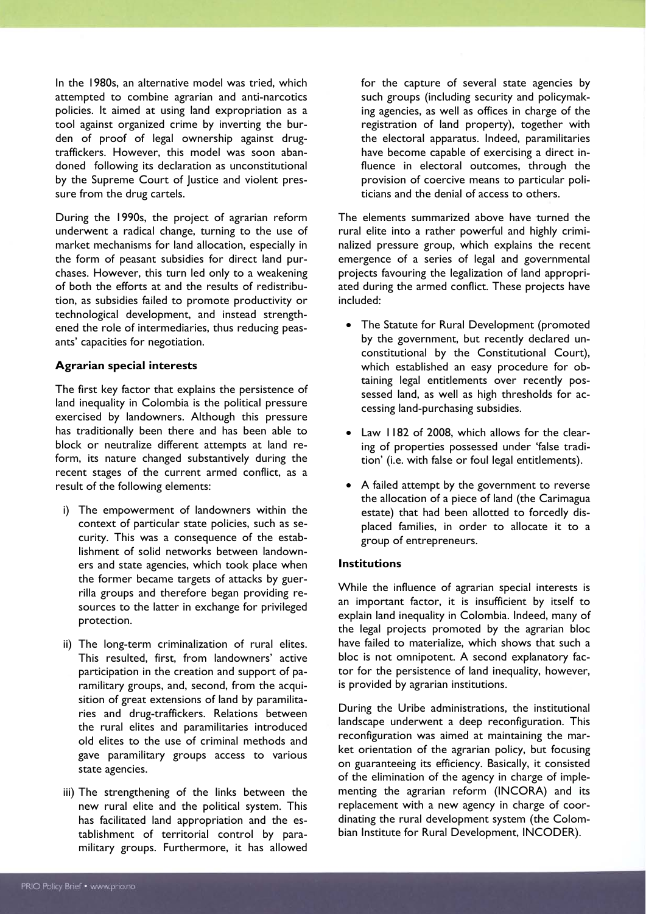In the 1980s, an alternative model was tried, which attempted to combine agrarian and anti-narcotics policies. It aimed at using land expropriation as a tool against organized crime by inverting the burden of proof of legal ownership against drug-traffickers. However, this model was soon abandoned following its declaration as unconstitutional by the Supreme Court of Justice and violent pressure from the drug cartels.

During the 1990s, the project of agrarian reform underwent a radical change, turning to the use of market mechanisms for land allocation, especially in the form of peasant subsidies for direct land purchases. However, this turn led only to a weakening of both the efforts at and the results of redistribution, as subsidies failed to promote productivity or technological development, and instead strengthened the role of intermediaries, thus reducing peasants' capacities for negotiation.

### Agrarian special interests

The first key factor that explains the persistence of land inequality in Colombia is the political pressure exercised by landowners. Although this pressure has traditionally been there and has been able to block or neutralize different attempts at land reform, its nature changed substantively during the recent stages of the current armed conflict, as a result of the following elements:

i) The empowerment of landowners within the context of particular state policies, such as security. This was a consequence of the establishment of solid networks between landowners and state agencies, which took place when the former became targets of attacks by guerrilla groups and therefore began providing resources to the latter in exchange for privileged protection.

ii) The long-term criminalization of rural elites. This resulted, first, from landowners' active participation in the creation and support of paramilitary groups, and, second, from the acquisition of great extensions of land by paramilitaries and drug-traffickers. Relations between the rural elites and paramilitaries introduced old elites to the use of criminal methods and gave paramilitary groups access to various state agencies.

iii) The strengthening of the links between the new rural elite and the political system. This has facilitated land appropriation and the establishment of territorial control by paramilitary groups. Furthermore, it has allowed for the capture of several state agencies by such groups (including security and policymaking agencies, as well as offices in charge of the registration of land property), together with the electoral apparatus. Indeed, paramilitaries have become capable of exercising a direct influence in electoral outcomes, through the provision of coercive means to particular politicians and the denial of access to others.

The elements summarized above have turned the rural elite into a rather powerful and highly criminalized pressure group, which explains the recent emergence of a series of legal and governmental projects favouring the legalization of land appropriated during the armed conflict. These projects have included:

- The Statute for Rural Development (promoted by the government, but recently declared unconstitutional by the Constitutional Court), which established an easy procedure for obtaining legal entitlements over recently possessed land, as well as high thresholds for accessing land-purchasing subsidies.
- Law 1182 of 2008, which allows for the clearing of properties possessed under 'false tradition' (i.e. with false or foul legal entitlements).
- A failed attempt by the government to reverse the allocation of a piece of land (the Carimagua estate) that had been allotted to forcedly displaced families, in order to allocate it to a group of entrepreneurs.

### Institutions

While the influence of agrarian special interests is an important factor, it is insufficient by itself to explain land inequality in Colombia. Indeed, many of the legal projects promoted by the agrarian bloc have failed to materialize, which shows that such a bloc is not omnipotent. A second explanatory factor for the persistence of land inequality, however, is provided by agrarian institutions.

During the Uribe administrations, the institutional landscape underwent a deep reconfiguration. This reconfiguration was aimed at maintaining the market orientation of the agrarian policy, but focusing on guaranteeing its efficiency. Basically, it consisted of the elimination of the agency in charge of implementing the agrarian reform (INCORA) and its replacement with a new agency in charge of coordinating the rural development system (the Colombian Institute for Rural Development, INCODER).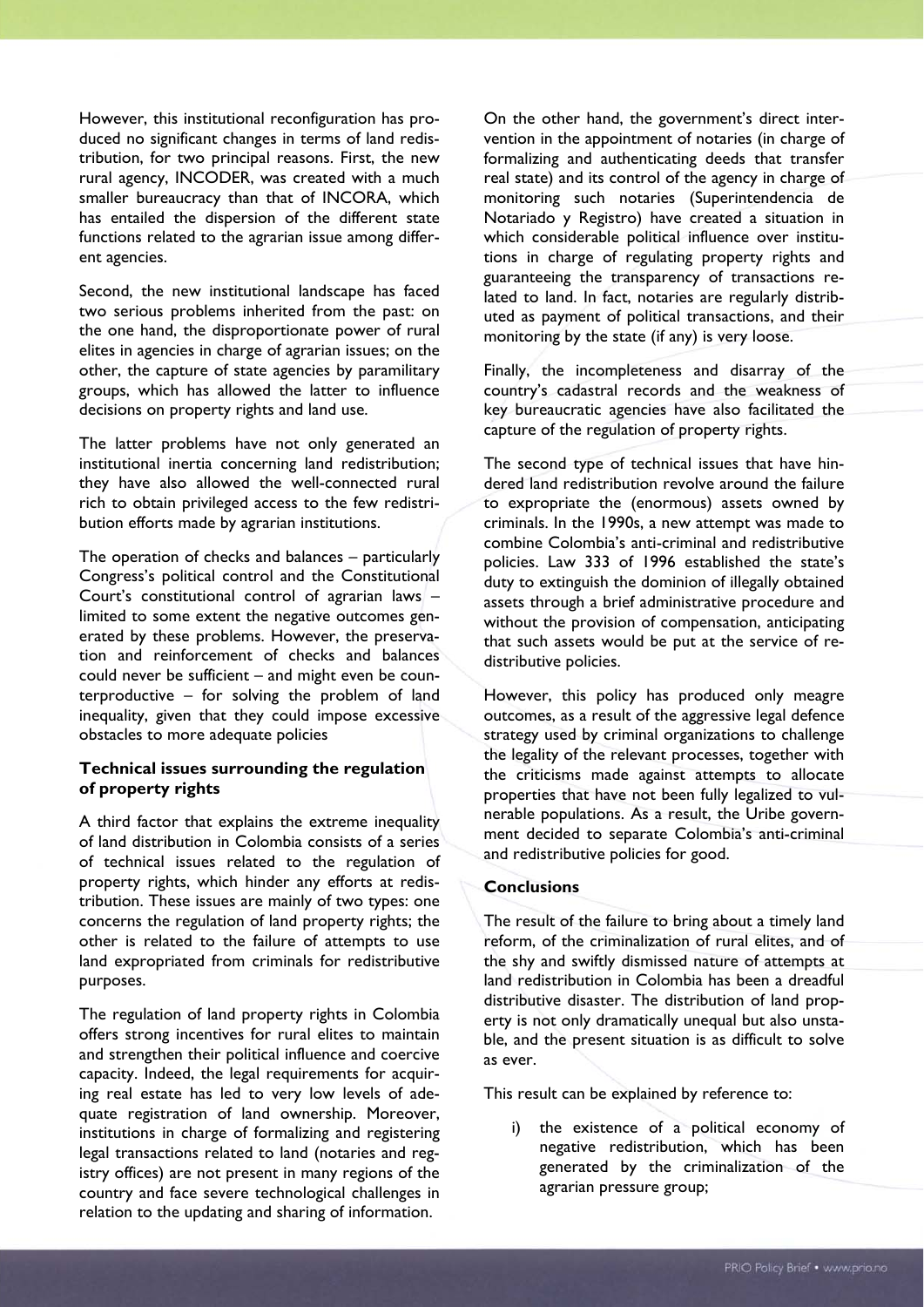However, this institutional reconfiguration has produced no significant changes in terms of land redistribution, for two principal reasons. First, the new rural agency, INCODER, was created with a much smaller bureaucracy than that of INCORA, which has entailed the dispersion of the different state functions related to the agrarian issue among different agencies.

Second, the new institutional landscape has faced two serious problems inherited from the past: on the one hand, the disproportionate power of rural elites in agencies in charge of agrarian issues; on the other, the capture of state agencies by paramilitary groups, which has allowed the latter to influence decisions on property rights and land use.

The latter problems have not only generated an institutional inertia concerning land redistribution; they have also allowed the well-connected rural rich to obtain privileged access to the few redistribution efforts made by agrarian institutions.

The operation of checks and balances – particularly Congress's political control and the Constitutional Court's constitutional control of agrarian laws – limited to some extent the negative outcomes generated by these problems. However, the preservation and reinforcement of checks and balances could never be sufficient – and might even be counterproductive – for solving the problem of land inequality, given that they could impose excessive obstacles to more adequate policies

### Technical issues surrounding the regulation of property rights

A third factor that explains the extreme inequality of land distribution in Colombia consists of a series of technical issues related to the regulation of property rights, which hinder any efforts at redistribution. These issues are mainly of two types: one concerns the regulation of land property rights; the other is related to the failure of attempts to use land expropriated from criminals for redistributive purposes.

The regulation of land property rights in Colombia offers strong incentives for rural elites to maintain and strengthen their political influence and coercive capacity. Indeed, the legal requirements for acquiring real estate has led to very low levels of adequate registration of land ownership. Moreover, institutions in charge of formalizing and registering legal transactions related to land (notaries and registry offices) are not present in many regions of the country and face severe technological challenges in relation to the updating and sharing of information.

On the other hand, the government's direct intervention in the appointment of notaries (in charge of formalizing and authenticating deeds that transfer real state) and its control of the agency in charge of monitoring such notaries (Superintendencia de Notariado y Registro) have created a situation in which considerable political influence over institutions in charge of regulating property rights and guaranteeing the transparency of transactions related to land. In fact, notaries are regularly distributed as payment of political transactions, and their monitoring by the state (if any) is very loose.

Finally, the incompleteness and disarray of the country's cadastral records and the weakness of key bureaucratic agencies have also facilitated the capture of the regulation of property rights.

The second type of technical issues that have hindered land redistribution revolve around the failure to expropriate the (enormous) assets owned by criminals. In the 1990s, a new attempt was made to combine Colombia's anti-criminal and redistributive policies. Law 333 of 1996 established the state's duty to extinguish the dominion of illegally obtained assets through a brief administrative procedure and without the provision of compensation, anticipating that such assets would be put at the service of redistributive policies.

However, this policy has produced only meagre outcomes, as a result of the aggressive legal defence strategy used by criminal organizations to challenge the legality of the relevant processes, together with the criticisms made against attempts to allocate properties that have not been fully legalized to vulnerable populations. As a result, the Uribe government decided to separate Colombia's anti-criminal and redistributive policies for good.

### Conclusions

The result of the failure to bring about a timely land reform, of the criminalization of rural elites, and of the shy and swiftly dismissed nature of attempts at land redistribution in Colombia has been a dreadful distributive disaster. The distribution of land property is not only dramatically unequal but also unstable, and the present situation is as difficult to solve as ever.

This result can be explained by reference to:

i) the existence of a political economy of negative redistribution, which has been generated by the criminalization of the agrarian pressure group;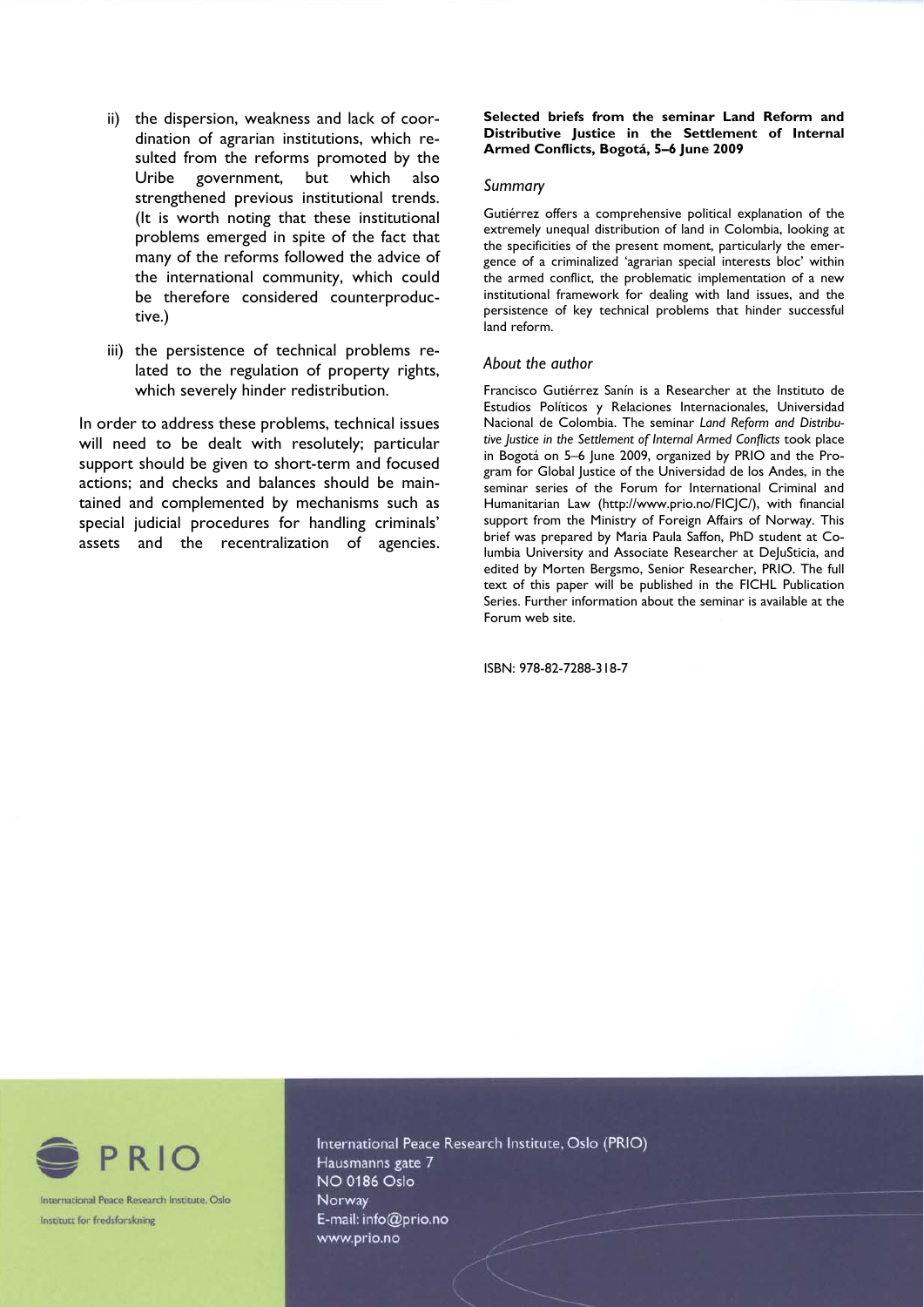ii) the dispersion, weakness and lack of coordination of agrarian institutions, which resulted from the reforms promoted by the Uribe government, but which also strengthened previous institutional trends. (It is worth noting that these institutional problems emerged in spite of the fact that many of the reforms followed the advice of the international community, which could be therefore considered counterproductive.)

iii) the persistence of technical problems related to the regulation of property rights, which severely hinder redistribution.

In order to address these problems, technical issues will need to be dealt with resolutely; particular support should be given to short-term and focused actions; and checks and balances should be maintained and complemented by mechanisms such as special judicial procedures for handling criminals' assets and the recentralization of agencies.

**Selected briefs from the seminar Land Reform and Distributive Justice in the Settlement of Internal Armed Conflicts, Bogotá, 5–6 June 2009**

### *Summary*

Gutiérrez offers a comprehensive political explanation of the extremely unequal distribution of land in Colombia, looking at the specificities of the present moment, particularly the emergence of a criminalized 'agrarian special interests bloc' within the armed conflict, the problematic implementation of a new institutional framework for dealing with land issues, and the persistence of key technical problems that hinder successful land reform.

### *About the author*

Francisco Gutiérrez Sanín is a Researcher at the Instituto de Estudios Políticos y Relaciones Internacionales, Universidad Nacional de Colombia. The seminar *Land Reform and Distributive Justice in the Settlement of Internal Armed Conflicts* took place in Bogotá on 5–6 June 2009, organized by PRIO and the Program for Global Justice of the Universidad de los Andes, in the seminar series of the Forum for International Criminal and Humanitarian Law (http://www.prio.no/FICJC/), with financial support from the Ministry of Foreign Affairs of Norway. This brief was prepared by Maria Paula Saffon, PhD student at Columbia University and Associate Researcher at DeJuSticia, and edited by Morten Bergsmo, Senior Researcher, PRIO. The full text of this paper will be published in the FICHL Publication Series. Further information about the seminar is available at the Forum web site.

ISBN: 978-82-7288-318-7

PRIO

International Peace Research Institute, Oslo
Institutt for fredsforskning

International Peace Research Institute, Oslo (PRIO)
Hausmanns gate 7
NO 0186 Oslo
Norway
E-mail: info@prio.no
www.prio.no